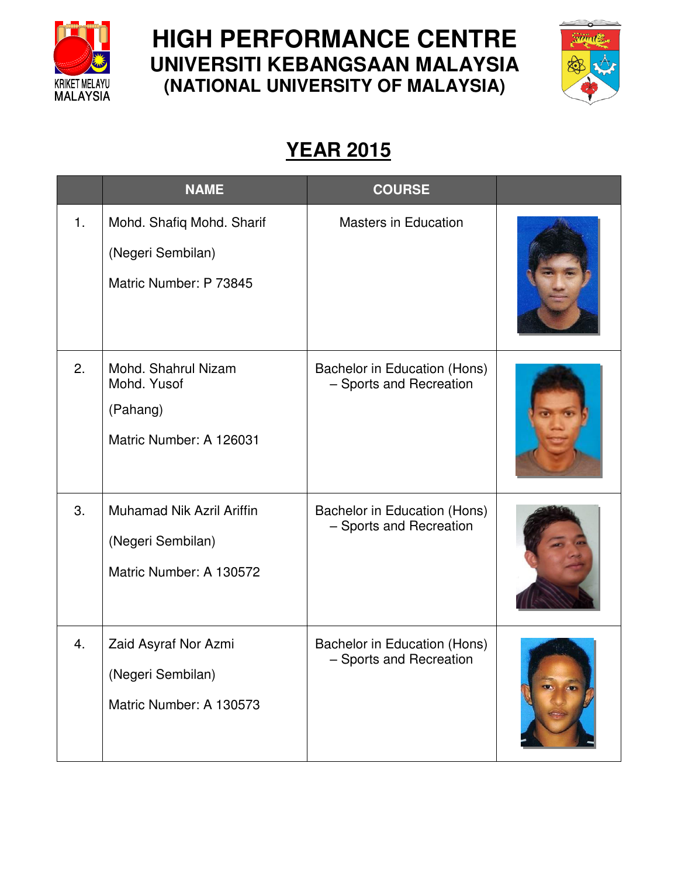# HIGH PERFORMANCE CENTRE
## UNIVERSITI KEBANGSAAN MALAYSIA
## (NATIONAL UNIVERSITY OF MALAYSIA)

## YEAR 2015

| | NAME | COURSE | |
|---|---|---|---|
| 1. | Mohd. Shafiq Mohd. Sharif<br><br>(Negeri Sembilan)<br><br>Matric Number: P 73845 | Masters in Education | |
| 2. | Mohd. Shahrul Nizam Mohd. Yusof<br><br>(Pahang)<br><br>Matric Number: A 126031 | Bachelor in Education (Hons) – Sports and Recreation | |
| 3. | Muhamad Nik Azril Ariffin<br><br>(Negeri Sembilan)<br><br>Matric Number: A 130572 | Bachelor in Education (Hons) – Sports and Recreation | |
| 4. | Zaid Asyraf Nor Azmi<br><br>(Negeri Sembilan)<br><br>Matric Number: A 130573 | Bachelor in Education (Hons) – Sports and Recreation | |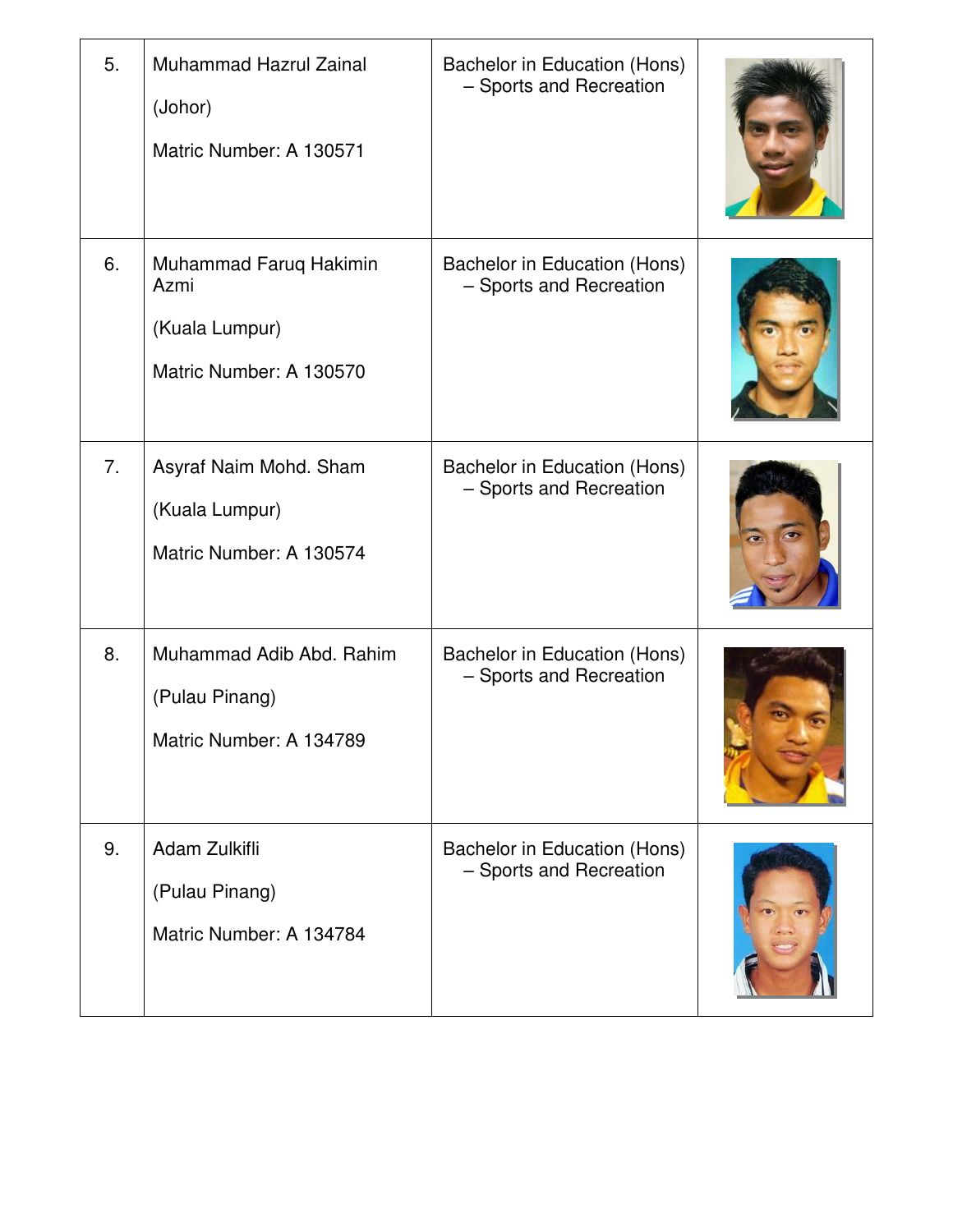| | | | |
|---|---|---|---|
| 5. | Muhammad Hazrul Zainal<br><br>(Johor)<br><br>Matric Number: A 130571 | Bachelor in Education (Hons) – Sports and Recreation | |
| 6. | Muhammad Faruq Hakimin Azmi<br><br>(Kuala Lumpur)<br><br>Matric Number: A 130570 | Bachelor in Education (Hons) – Sports and Recreation | |
| 7. | Asyraf Naim Mohd. Sham<br><br>(Kuala Lumpur)<br><br>Matric Number: A 130574 | Bachelor in Education (Hons) – Sports and Recreation | |
| 8. | Muhammad Adib Abd. Rahim<br><br>(Pulau Pinang)<br><br>Matric Number: A 134789 | Bachelor in Education (Hons) – Sports and Recreation | |
| 9. | Adam Zulkifli<br><br>(Pulau Pinang)<br><br>Matric Number: A 134784 | Bachelor in Education (Hons) – Sports and Recreation | |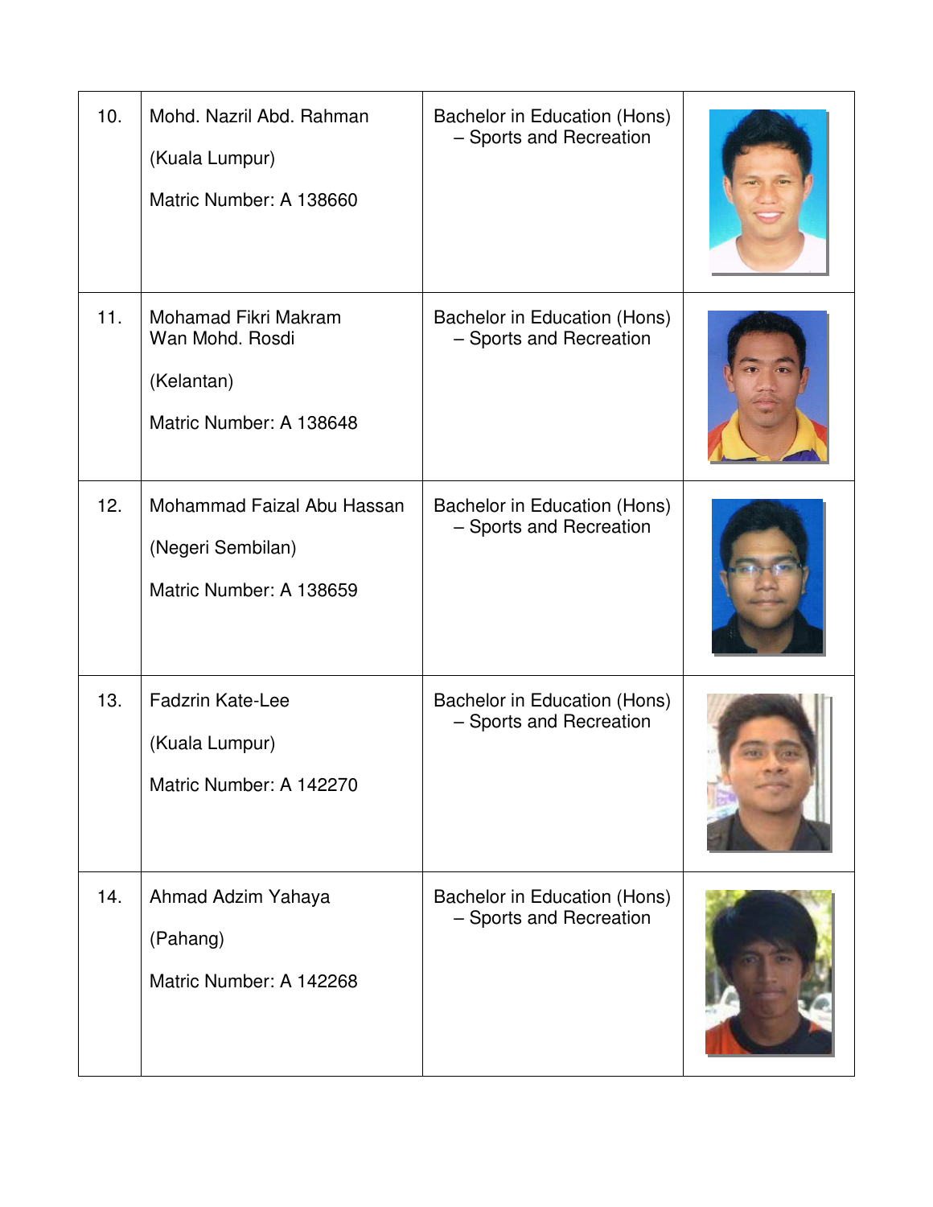| | | | |
|---|---|---|---|
| 10. | Mohd. Nazril Abd. Rahman<br><br>(Kuala Lumpur)<br><br>Matric Number: A 138660 | Bachelor in Education (Hons) – Sports and Recreation | |
| 11. | Mohamad Fikri Makram Wan Mohd. Rosdi<br><br>(Kelantan)<br><br>Matric Number: A 138648 | Bachelor in Education (Hons) – Sports and Recreation | |
| 12. | Mohammad Faizal Abu Hassan<br><br>(Negeri Sembilan)<br><br>Matric Number: A 138659 | Bachelor in Education (Hons) – Sports and Recreation | |
| 13. | Fadzrin Kate-Lee<br><br>(Kuala Lumpur)<br><br>Matric Number: A 142270 | Bachelor in Education (Hons) – Sports and Recreation | |
| 14. | Ahmad Adzim Yahaya<br><br>(Pahang)<br><br>Matric Number: A 142268 | Bachelor in Education (Hons) – Sports and Recreation | |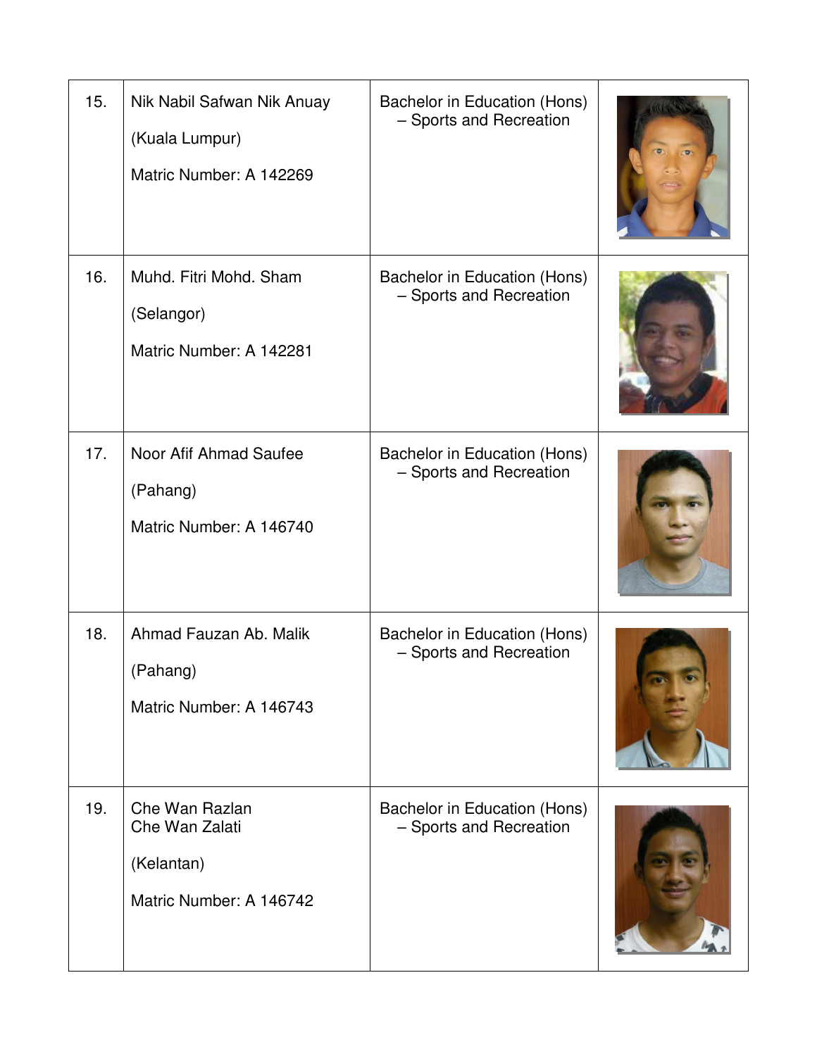| | | | |
|---|---|---|---|
| 15. | Nik Nabil Safwan Nik Anuay<br><br>(Kuala Lumpur)<br><br>Matric Number: A 142269 | Bachelor in Education (Hons) – Sports and Recreation | |
| 16. | Muhd. Fitri Mohd. Sham<br><br>(Selangor)<br><br>Matric Number: A 142281 | Bachelor in Education (Hons) – Sports and Recreation | |
| 17. | Noor Afif Ahmad Saufee<br><br>(Pahang)<br><br>Matric Number: A 146740 | Bachelor in Education (Hons) – Sports and Recreation | |
| 18. | Ahmad Fauzan Ab. Malik<br><br>(Pahang)<br><br>Matric Number: A 146743 | Bachelor in Education (Hons) – Sports and Recreation | |
| 19. | Che Wan Razlan<br>Che Wan Zalati<br><br>(Kelantan)<br><br>Matric Number: A 146742 | Bachelor in Education (Hons) – Sports and Recreation | |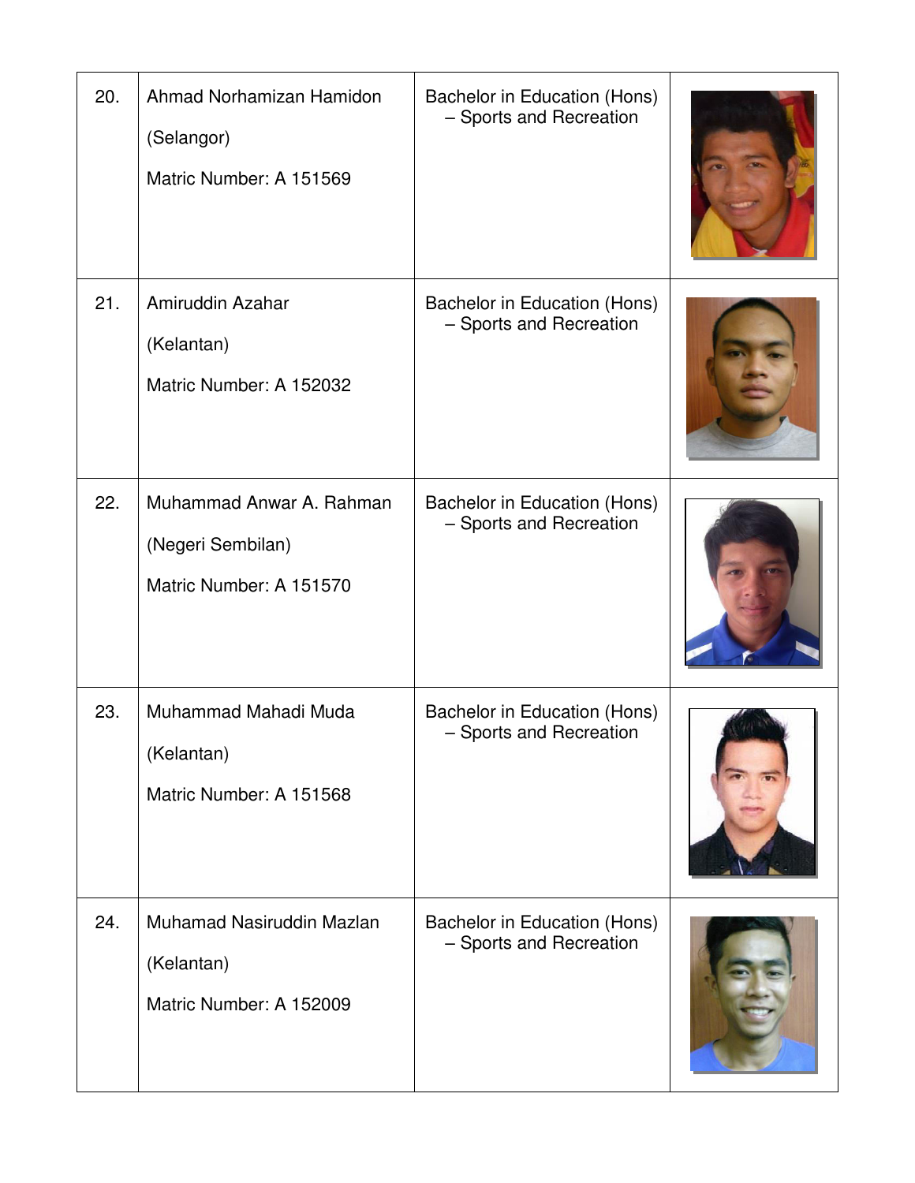| | | | |
|---|---|---|---|
| 20. | Ahmad Norhamizan Hamidon<br><br>(Selangor)<br><br>Matric Number: A 151569 | Bachelor in Education (Hons) – Sports and Recreation | |
| 21. | Amiruddin Azahar<br><br>(Kelantan)<br><br>Matric Number: A 152032 | Bachelor in Education (Hons) – Sports and Recreation | |
| 22. | Muhammad Anwar A. Rahman<br><br>(Negeri Sembilan)<br><br>Matric Number: A 151570 | Bachelor in Education (Hons) – Sports and Recreation | |
| 23. | Muhammad Mahadi Muda<br><br>(Kelantan)<br><br>Matric Number: A 151568 | Bachelor in Education (Hons) – Sports and Recreation | |
| 24. | Muhamad Nasiruddin Mazlan<br><br>(Kelantan)<br><br>Matric Number: A 152009 | Bachelor in Education (Hons) – Sports and Recreation | |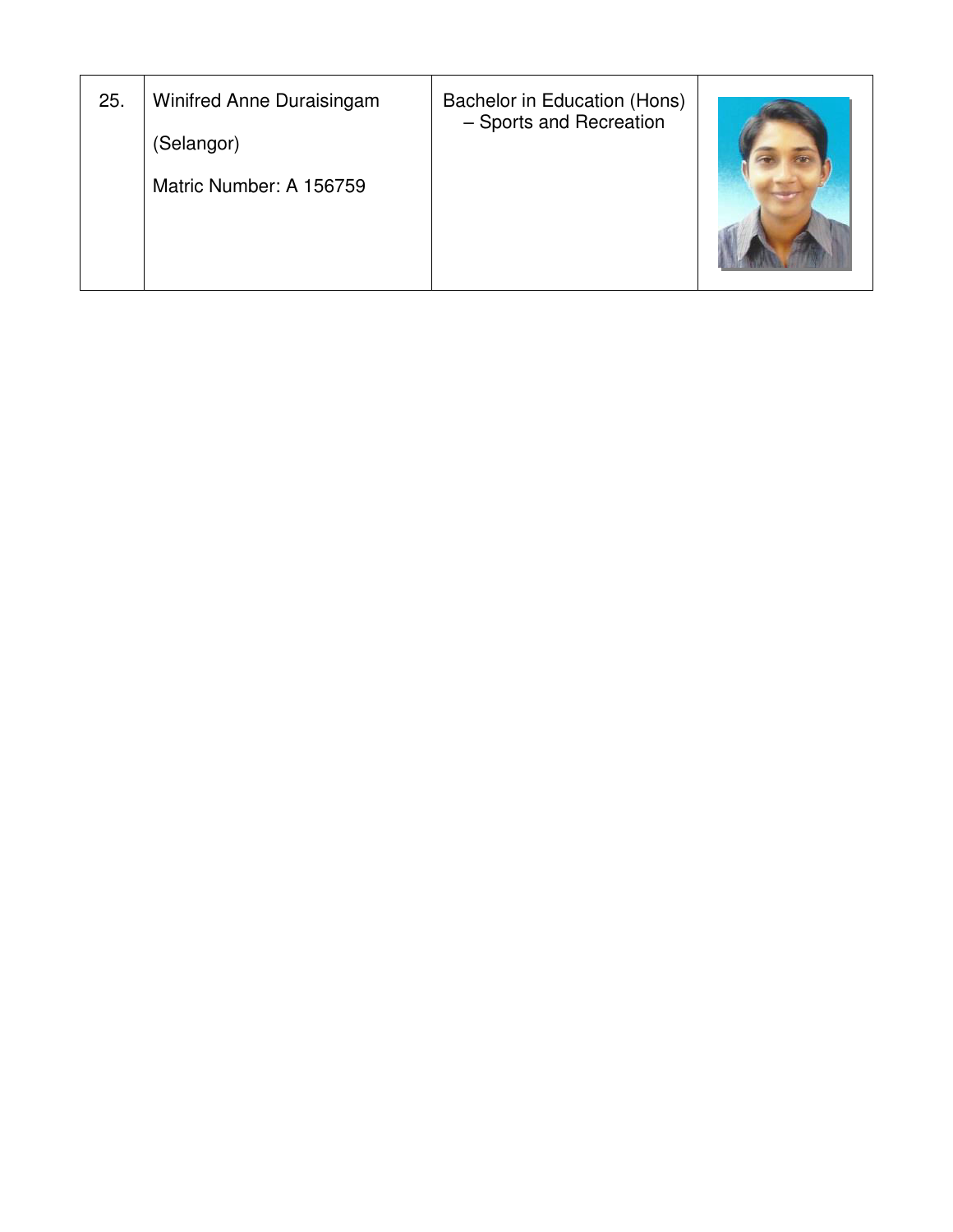| | | | |
|---|---|---|---|
| 25. | Winifred Anne Duraisingam<br><br>(Selangor)<br><br>Matric Number: A 156759 | Bachelor in Education (Hons) – Sports and Recreation | |